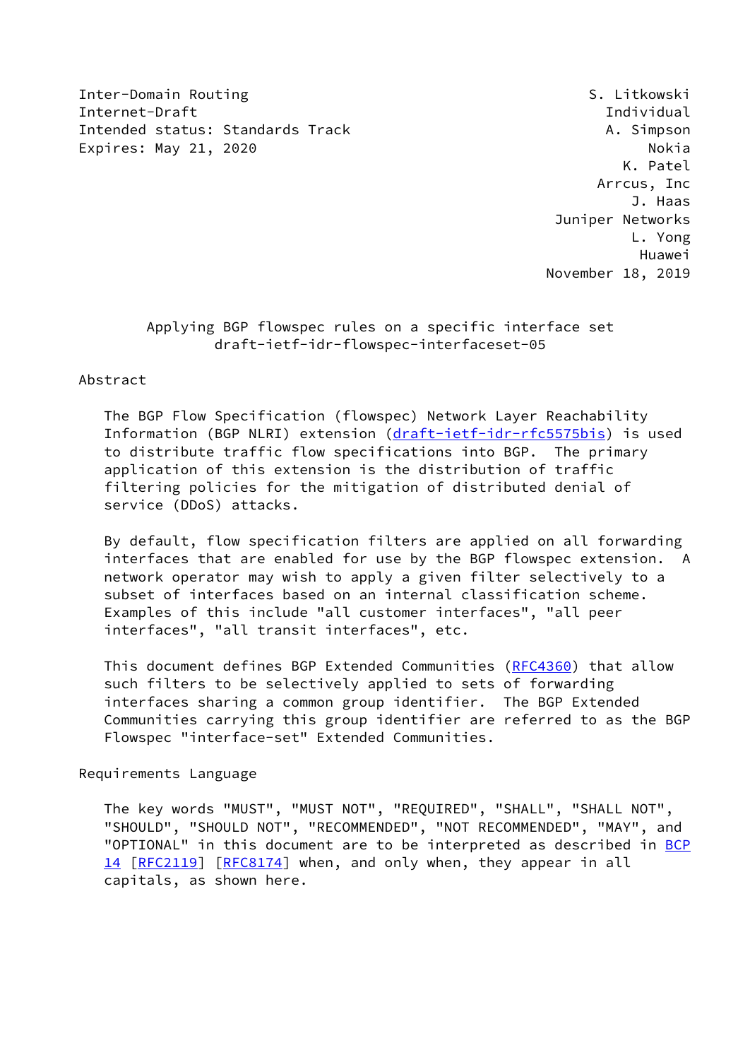Inter-Domain Routing S. Litkowski
Internet-Draft Individual
Intended status: Standards Track A. Simpson
Expires: May 21, 2020 Nokia
K. Patel
Arrcus, Inc
J. Haas
Juniper Networks
L. Yong
Huawei
November 18, 2019

# Applying BGP flowspec rules on a specific interface set
## draft-ietf-idr-flowspec-interfaceset-05

## Abstract

The BGP Flow Specification (flowspec) Network Layer Reachability Information (BGP NLRI) extension (draft-ietf-idr-rfc5575bis) is used to distribute traffic flow specifications into BGP. The primary application of this extension is the distribution of traffic filtering policies for the mitigation of distributed denial of service (DDoS) attacks.

By default, flow specification filters are applied on all forwarding interfaces that are enabled for use by the BGP flowspec extension. A network operator may wish to apply a given filter selectively to a subset of interfaces based on an internal classification scheme. Examples of this include "all customer interfaces", "all peer interfaces", "all transit interfaces", etc.

This document defines BGP Extended Communities (RFC4360) that allow such filters to be selectively applied to sets of forwarding interfaces sharing a common group identifier. The BGP Extended Communities carrying this group identifier are referred to as the BGP Flowspec "interface-set" Extended Communities.

## Requirements Language

The key words "MUST", "MUST NOT", "REQUIRED", "SHALL", "SHALL NOT", "SHOULD", "SHOULD NOT", "RECOMMENDED", "NOT RECOMMENDED", "MAY", and "OPTIONAL" in this document are to be interpreted as described in BCP 14 [RFC2119] [RFC8174] when, and only when, they appear in all capitals, as shown here.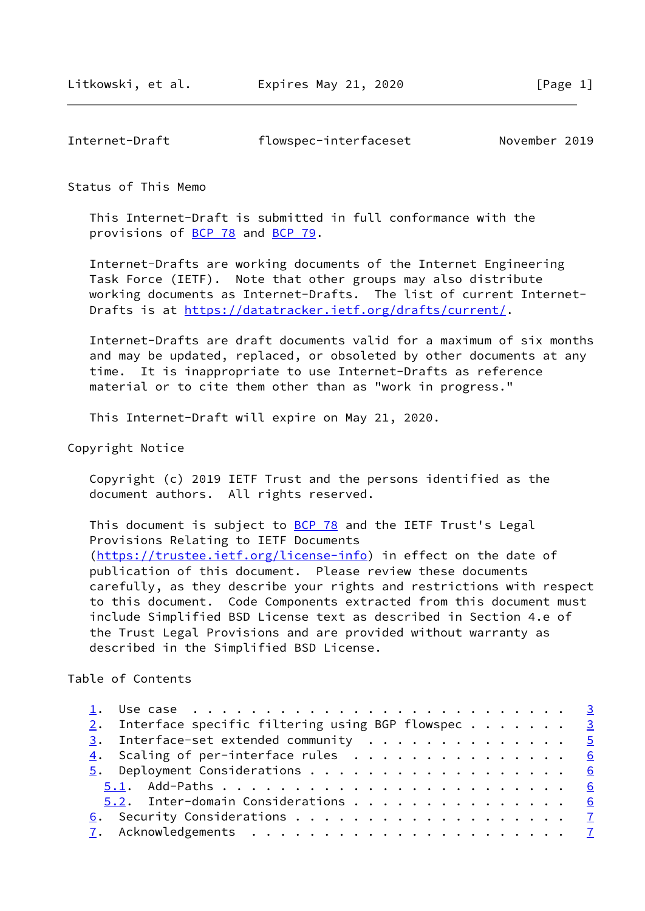## Status of This Memo

This Internet-Draft is submitted in full conformance with the provisions of BCP 78 and BCP 79.

Internet-Drafts are working documents of the Internet Engineering Task Force (IETF). Note that other groups may also distribute working documents as Internet-Drafts. The list of current Internet-Drafts is at https://datatracker.ietf.org/drafts/current/.

Internet-Drafts are draft documents valid for a maximum of six months and may be updated, replaced, or obsoleted by other documents at any time. It is inappropriate to use Internet-Drafts as reference material or to cite them other than as "work in progress."

This Internet-Draft will expire on May 21, 2020.

## Copyright Notice

Copyright (c) 2019 IETF Trust and the persons identified as the document authors. All rights reserved.

This document is subject to BCP 78 and the IETF Trust's Legal Provisions Relating to IETF Documents (https://trustee.ietf.org/license-info) in effect on the date of publication of this document. Please review these documents carefully, as they describe your rights and restrictions with respect to this document. Code Components extracted from this document must include Simplified BSD License text as described in Section 4.e of the Trust Legal Provisions and are provided without warranty as described in the Simplified BSD License.

## Table of Contents

```
   1.  Use case  . . . . . . . . . . . . . . . . . . . . . . . . .   3
   2.  Interface specific filtering using BGP flowspec . . . . . . .   3
   3.  Interface-set extended community  . . . . . . . . . . . . . .   5
   4.  Scaling of per-interface rules  . . . . . . . . . . . . . . .   6
   5.  Deployment Considerations . . . . . . . . . . . . . . . . . .   6
     5.1.  Add-Paths . . . . . . . . . . . . . . . . . . . . . . . .   6
     5.2.  Inter-domain Considerations . . . . . . . . . . . . . . .   6
   6.  Security Considerations . . . . . . . . . . . . . . . . . . .   7
   7.  Acknowledgements  . . . . . . . . . . . . . . . . . . . . . .   7
```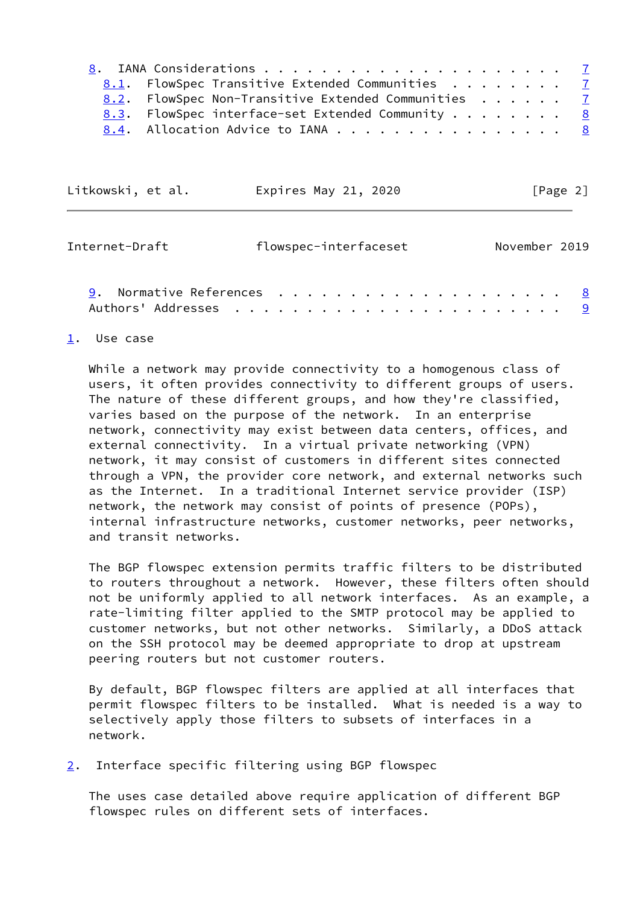8. IANA Considerations . . . . . . . . . . . . . . . . . . . . . 7
   8.1. FlowSpec Transitive Extended Communities . . . . . . . . 7
   8.2. FlowSpec Non-Transitive Extended Communities . . . . . . 7
   8.3. FlowSpec interface-set Extended Community . . . . . . . . 8
   8.4. Allocation Advice to IANA . . . . . . . . . . . . . . . . 8
9. Normative References . . . . . . . . . . . . . . . . . . . . 8
Authors' Addresses . . . . . . . . . . . . . . . . . . . . . . . 9

## 1. Use case

While a network may provide connectivity to a homogenous class of users, it often provides connectivity to different groups of users. The nature of these different groups, and how they're classified, varies based on the purpose of the network. In an enterprise network, connectivity may exist between data centers, offices, and external connectivity. In a virtual private networking (VPN) network, it may consist of customers in different sites connected through a VPN, the provider core network, and external networks such as the Internet. In a traditional Internet service provider (ISP) network, the network may consist of points of presence (POPs), internal infrastructure networks, customer networks, peer networks, and transit networks.

The BGP flowspec extension permits traffic filters to be distributed to routers throughout a network. However, these filters often should not be uniformly applied to all network interfaces. As an example, a rate-limiting filter applied to the SMTP protocol may be applied to customer networks, but not other networks. Similarly, a DDoS attack on the SSH protocol may be deemed appropriate to drop at upstream peering routers but not customer routers.

By default, BGP flowspec filters are applied at all interfaces that permit flowspec filters to be installed. What is needed is a way to selectively apply those filters to subsets of interfaces in a network.

## 2. Interface specific filtering using BGP flowspec

The uses case detailed above require application of different BGP flowspec rules on different sets of interfaces.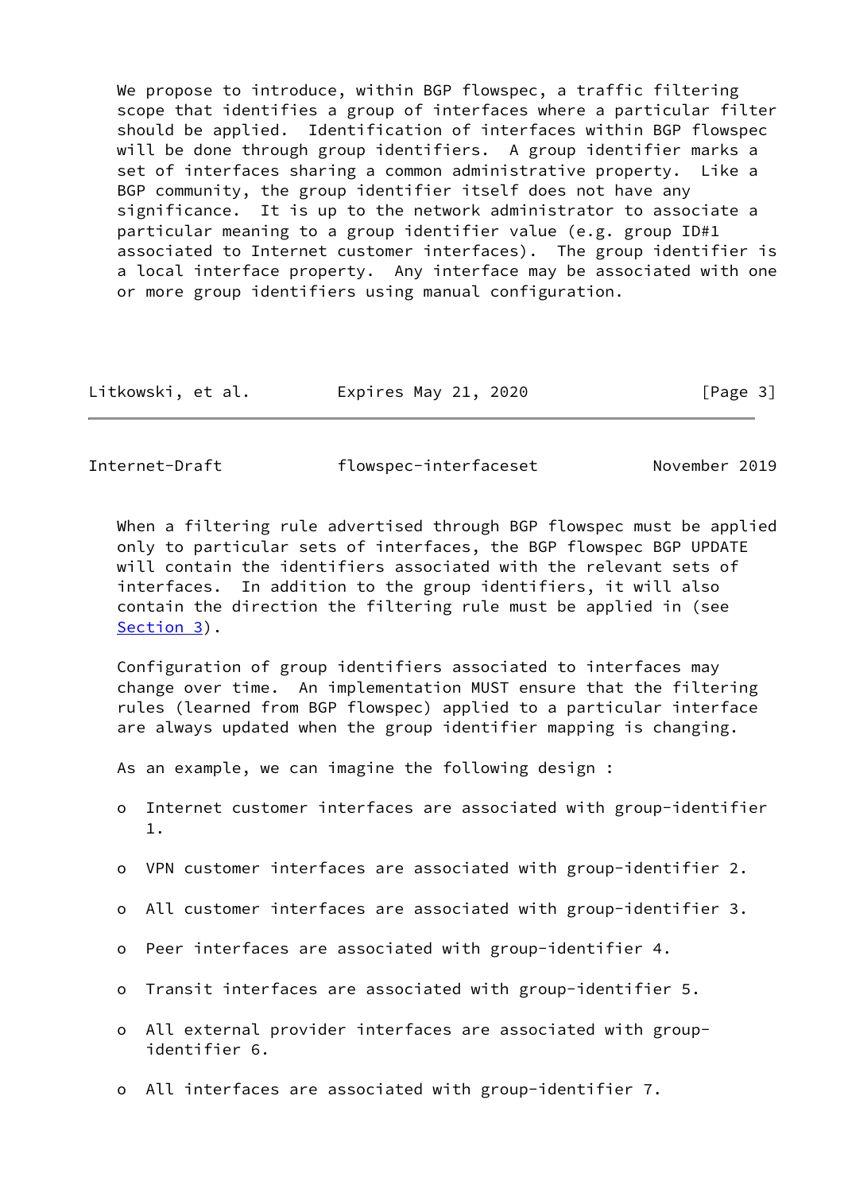We propose to introduce, within BGP flowspec, a traffic filtering scope that identifies a group of interfaces where a particular filter should be applied. Identification of interfaces within BGP flowspec will be done through group identifiers. A group identifier marks a set of interfaces sharing a common administrative property. Like a BGP community, the group identifier itself does not have any significance. It is up to the network administrator to associate a particular meaning to a group identifier value (e.g. group ID#1 associated to Internet customer interfaces). The group identifier is a local interface property. Any interface may be associated with one or more group identifiers using manual configuration.

When a filtering rule advertised through BGP flowspec must be applied only to particular sets of interfaces, the BGP flowspec BGP UPDATE will contain the identifiers associated with the relevant sets of interfaces. In addition to the group identifiers, it will also contain the direction the filtering rule must be applied in (see Section 3).

Configuration of group identifiers associated to interfaces may change over time. An implementation MUST ensure that the filtering rules (learned from BGP flowspec) applied to a particular interface are always updated when the group identifier mapping is changing.

As an example, we can imagine the following design :

- Internet customer interfaces are associated with group-identifier 1.

- VPN customer interfaces are associated with group-identifier 2.

- All customer interfaces are associated with group-identifier 3.

- Peer interfaces are associated with group-identifier 4.

- Transit interfaces are associated with group-identifier 5.

- All external provider interfaces are associated with group-identifier 6.

- All interfaces are associated with group-identifier 7.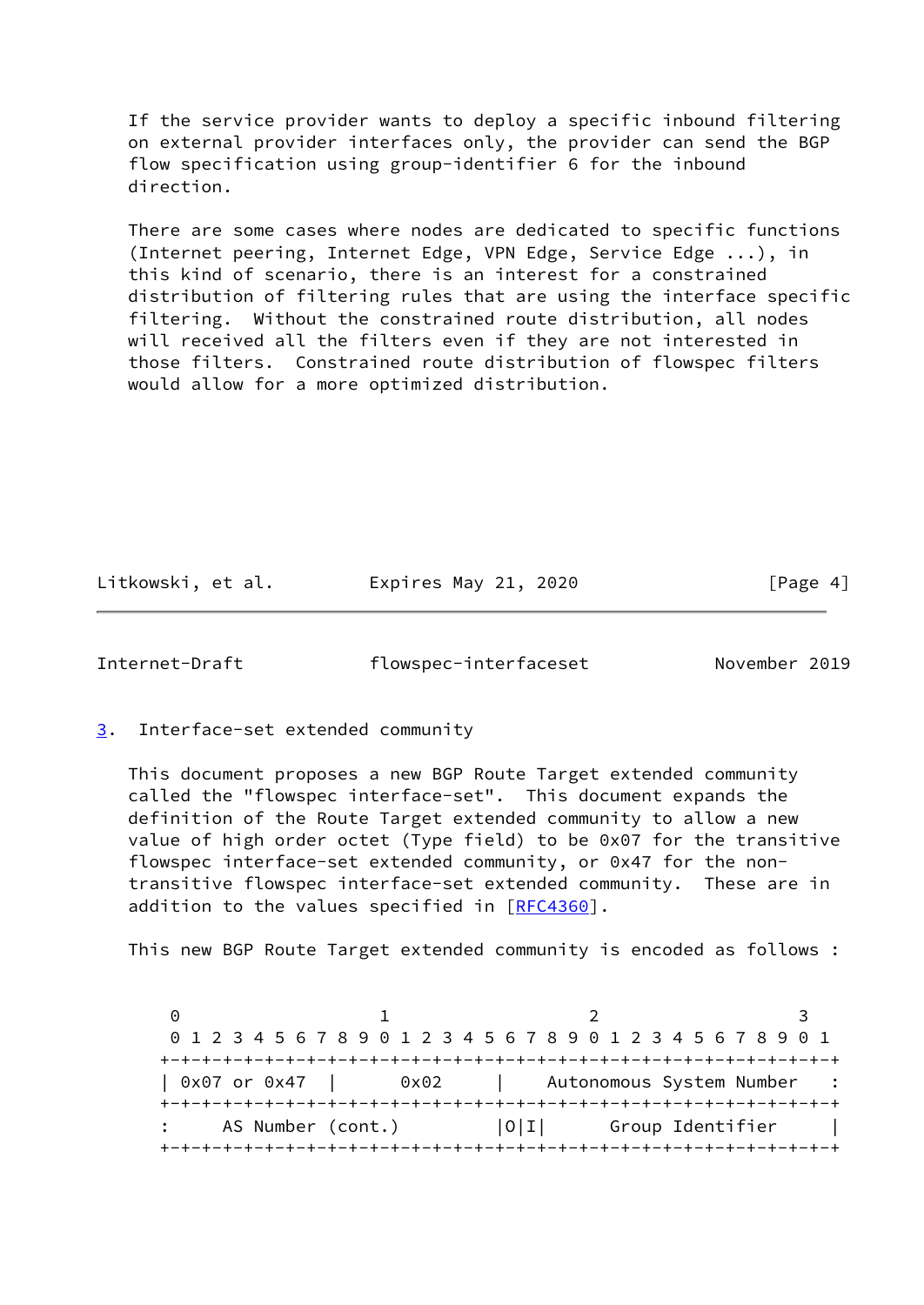If the service provider wants to deploy a specific inbound filtering on external provider interfaces only, the provider can send the BGP flow specification using group-identifier 6 for the inbound direction.

There are some cases where nodes are dedicated to specific functions (Internet peering, Internet Edge, VPN Edge, Service Edge ...), in this kind of scenario, there is an interest for a constrained distribution of filtering rules that are using the interface specific filtering. Without the constrained route distribution, all nodes will received all the filters even if they are not interested in those filters. Constrained route distribution of flowspec filters would allow for a more optimized distribution.

## 3. Interface-set extended community

This document proposes a new BGP Route Target extended community called the "flowspec interface-set". This document expands the definition of the Route Target extended community to allow a new value of high order octet (Type field) to be 0x07 for the transitive flowspec interface-set extended community, or 0x47 for the non-transitive flowspec interface-set extended community. These are in addition to the values specified in [RFC4360].

This new BGP Route Target extended community is encoded as follows :

```
 0                   1                   2                   3
 0 1 2 3 4 5 6 7 8 9 0 1 2 3 4 5 6 7 8 9 0 1 2 3 4 5 6 7 8 9 0 1
+-+-+-+-+-+-+-+-+-+-+-+-+-+-+-+-+-+-+-+-+-+-+-+-+-+-+-+-+-+-+-+-+
| 0x07 or 0x47  |      0x02     |    Autonomous System Number   :
+-+-+-+-+-+-+-+-+-+-+-+-+-+-+-+-+-+-+-+-+-+-+-+-+-+-+-+-+-+-+-+-+
:     AS Number (cont.)         |O|I|      Group Identifier     |
+-+-+-+-+-+-+-+-+-+-+-+-+-+-+-+-+-+-+-+-+-+-+-+-+-+-+-+-+-+-+-+-+
```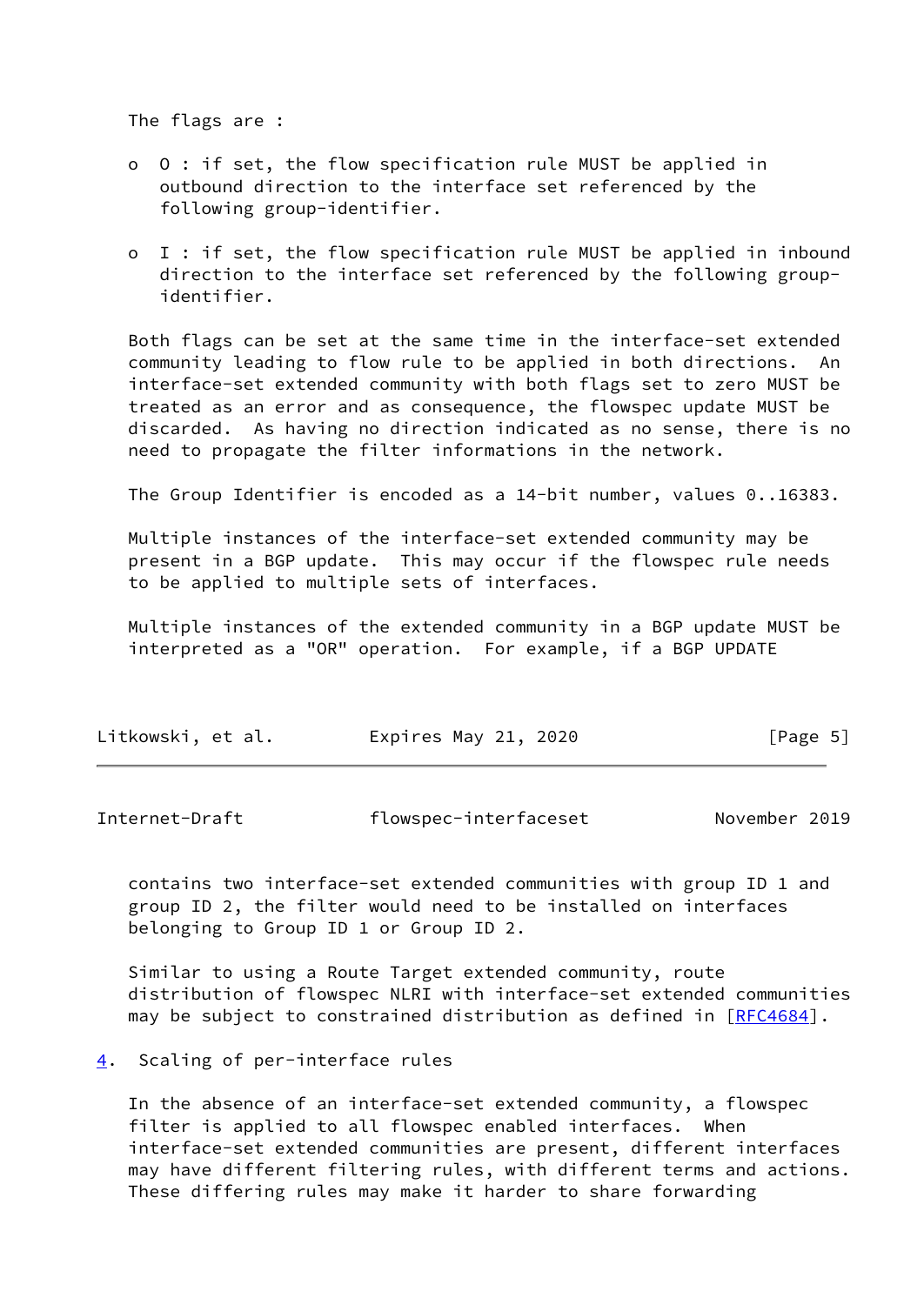The flags are :

- O : if set, the flow specification rule MUST be applied in outbound direction to the interface set referenced by the following group-identifier.

- I : if set, the flow specification rule MUST be applied in inbound direction to the interface set referenced by the following group-identifier.

Both flags can be set at the same time in the interface-set extended community leading to flow rule to be applied in both directions. An interface-set extended community with both flags set to zero MUST be treated as an error and as consequence, the flowspec update MUST be discarded. As having no direction indicated as no sense, there is no need to propagate the filter informations in the network.

The Group Identifier is encoded as a 14-bit number, values 0..16383.

Multiple instances of the interface-set extended community may be present in a BGP update. This may occur if the flowspec rule needs to be applied to multiple sets of interfaces.

Multiple instances of the extended community in a BGP update MUST be interpreted as a "OR" operation. For example, if a BGP UPDATE contains two interface-set extended communities with group ID 1 and group ID 2, the filter would need to be installed on interfaces belonging to Group ID 1 or Group ID 2.

Similar to using a Route Target extended community, route distribution of flowspec NLRI with interface-set extended communities may be subject to constrained distribution as defined in [RFC4684].

## 4. Scaling of per-interface rules

In the absence of an interface-set extended community, a flowspec filter is applied to all flowspec enabled interfaces. When interface-set extended communities are present, different interfaces may have different filtering rules, with different terms and actions. These differing rules may make it harder to share forwarding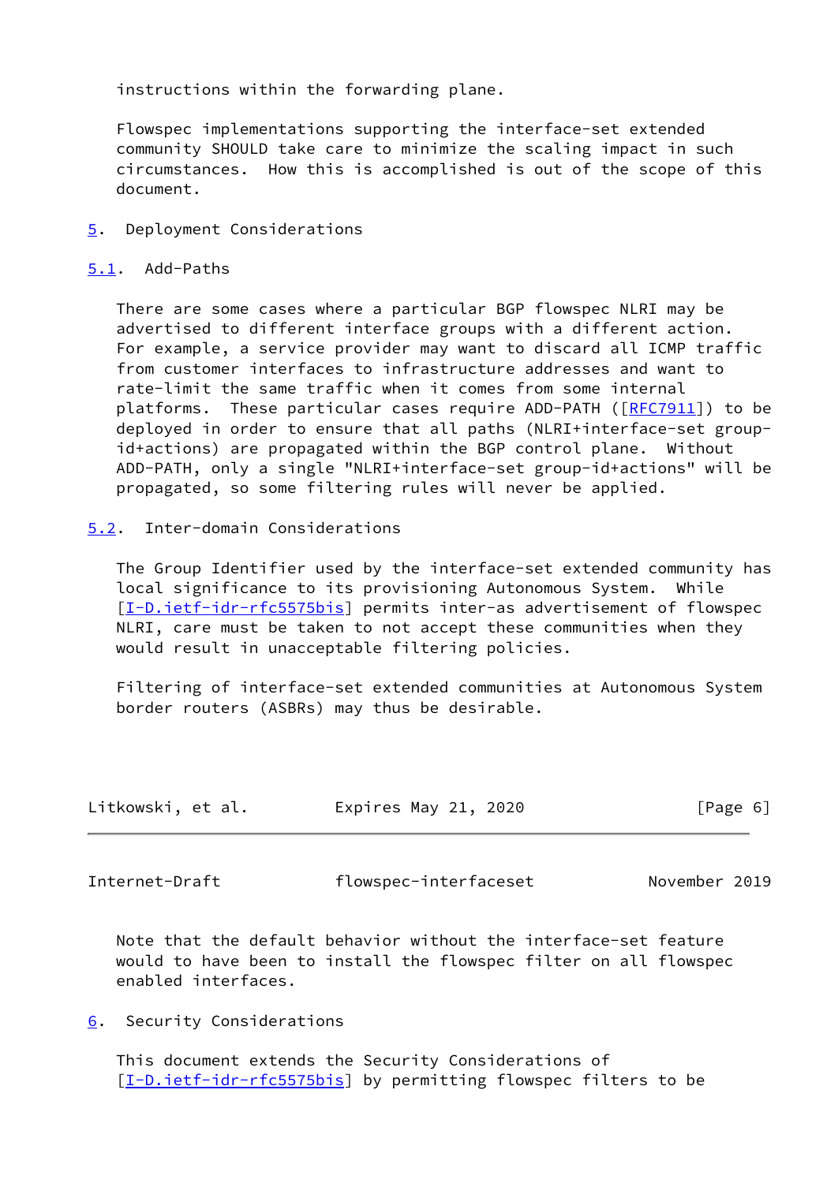instructions within the forwarding plane.

Flowspec implementations supporting the interface-set extended community SHOULD take care to minimize the scaling impact in such circumstances. How this is accomplished is out of the scope of this document.

## 5. Deployment Considerations

### 5.1. Add-Paths

There are some cases where a particular BGP flowspec NLRI may be advertised to different interface groups with a different action. For example, a service provider may want to discard all ICMP traffic from customer interfaces to infrastructure addresses and want to rate-limit the same traffic when it comes from some internal platforms. These particular cases require ADD-PATH ([RFC7911]) to be deployed in order to ensure that all paths (NLRI+interface-set group-id+actions) are propagated within the BGP control plane. Without ADD-PATH, only a single "NLRI+interface-set group-id+actions" will be propagated, so some filtering rules will never be applied.

### 5.2. Inter-domain Considerations

The Group Identifier used by the interface-set extended community has local significance to its provisioning Autonomous System. While [I-D.ietf-idr-rfc5575bis] permits inter-as advertisement of flowspec NLRI, care must be taken to not accept these communities when they would result in unacceptable filtering policies.

Filtering of interface-set extended communities at Autonomous System border routers (ASBRs) may thus be desirable.

Note that the default behavior without the interface-set feature would to have been to install the flowspec filter on all flowspec enabled interfaces.

## 6. Security Considerations

This document extends the Security Considerations of [I-D.ietf-idr-rfc5575bis] by permitting flowspec filters to be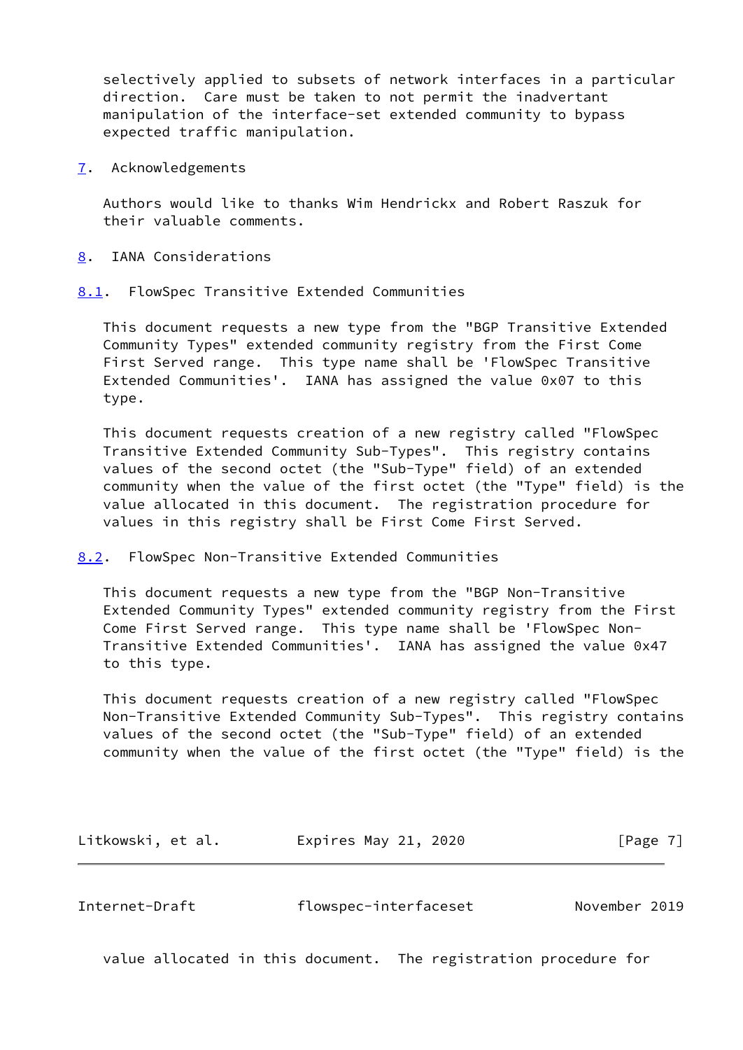selectively applied to subsets of network interfaces in a particular direction. Care must be taken to not permit the inadvertant manipulation of the interface-set extended community to bypass expected traffic manipulation.

## 7. Acknowledgements

Authors would like to thanks Wim Hendrickx and Robert Raszuk for their valuable comments.

## 8. IANA Considerations

### 8.1. FlowSpec Transitive Extended Communities

This document requests a new type from the "BGP Transitive Extended Community Types" extended community registry from the First Come First Served range. This type name shall be 'FlowSpec Transitive Extended Communities'. IANA has assigned the value 0x07 to this type.

This document requests creation of a new registry called "FlowSpec Transitive Extended Community Sub-Types". This registry contains values of the second octet (the "Sub-Type" field) of an extended community when the value of the first octet (the "Type" field) is the value allocated in this document. The registration procedure for values in this registry shall be First Come First Served.

### 8.2. FlowSpec Non-Transitive Extended Communities

This document requests a new type from the "BGP Non-Transitive Extended Community Types" extended community registry from the First Come First Served range. This type name shall be 'FlowSpec Non-Transitive Extended Communities'. IANA has assigned the value 0x47 to this type.

This document requests creation of a new registry called "FlowSpec Non-Transitive Extended Community Sub-Types". This registry contains values of the second octet (the "Sub-Type" field) of an extended community when the value of the first octet (the "Type" field) is the value allocated in this document. The registration procedure for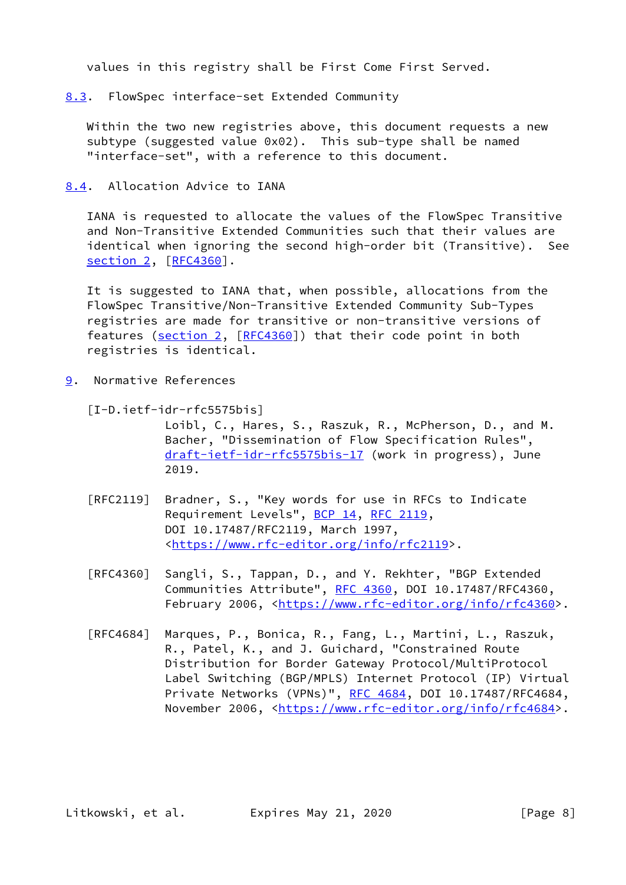values in this registry shall be First Come First Served.

### 8.3. FlowSpec interface-set Extended Community

Within the two new registries above, this document requests a new subtype (suggested value 0x02). This sub-type shall be named "interface-set", with a reference to this document.

### 8.4. Allocation Advice to IANA

IANA is requested to allocate the values of the FlowSpec Transitive and Non-Transitive Extended Communities such that their values are identical when ignoring the second high-order bit (Transitive). See section 2, [RFC4360].

It is suggested to IANA that, when possible, allocations from the FlowSpec Transitive/Non-Transitive Extended Community Sub-Types registries are made for transitive or non-transitive versions of features (section 2, [RFC4360]) that their code point in both registries is identical.

## 9. Normative References

[I-D.ietf-idr-rfc5575bis]
Loibl, C., Hares, S., Raszuk, R., McPherson, D., and M. Bacher, "Dissemination of Flow Specification Rules", draft-ietf-idr-rfc5575bis-17 (work in progress), June 2019.

[RFC2119] Bradner, S., "Key words for use in RFCs to Indicate Requirement Levels", BCP 14, RFC 2119, DOI 10.17487/RFC2119, March 1997, <https://www.rfc-editor.org/info/rfc2119>.

[RFC4360] Sangli, S., Tappan, D., and Y. Rekhter, "BGP Extended Communities Attribute", RFC 4360, DOI 10.17487/RFC4360, February 2006, <https://www.rfc-editor.org/info/rfc4360>.

[RFC4684] Marques, P., Bonica, R., Fang, L., Martini, L., Raszuk, R., Patel, K., and J. Guichard, "Constrained Route Distribution for Border Gateway Protocol/MultiProtocol Label Switching (BGP/MPLS) Internet Protocol (IP) Virtual Private Networks (VPNs)", RFC 4684, DOI 10.17487/RFC4684, November 2006, <https://www.rfc-editor.org/info/rfc4684>.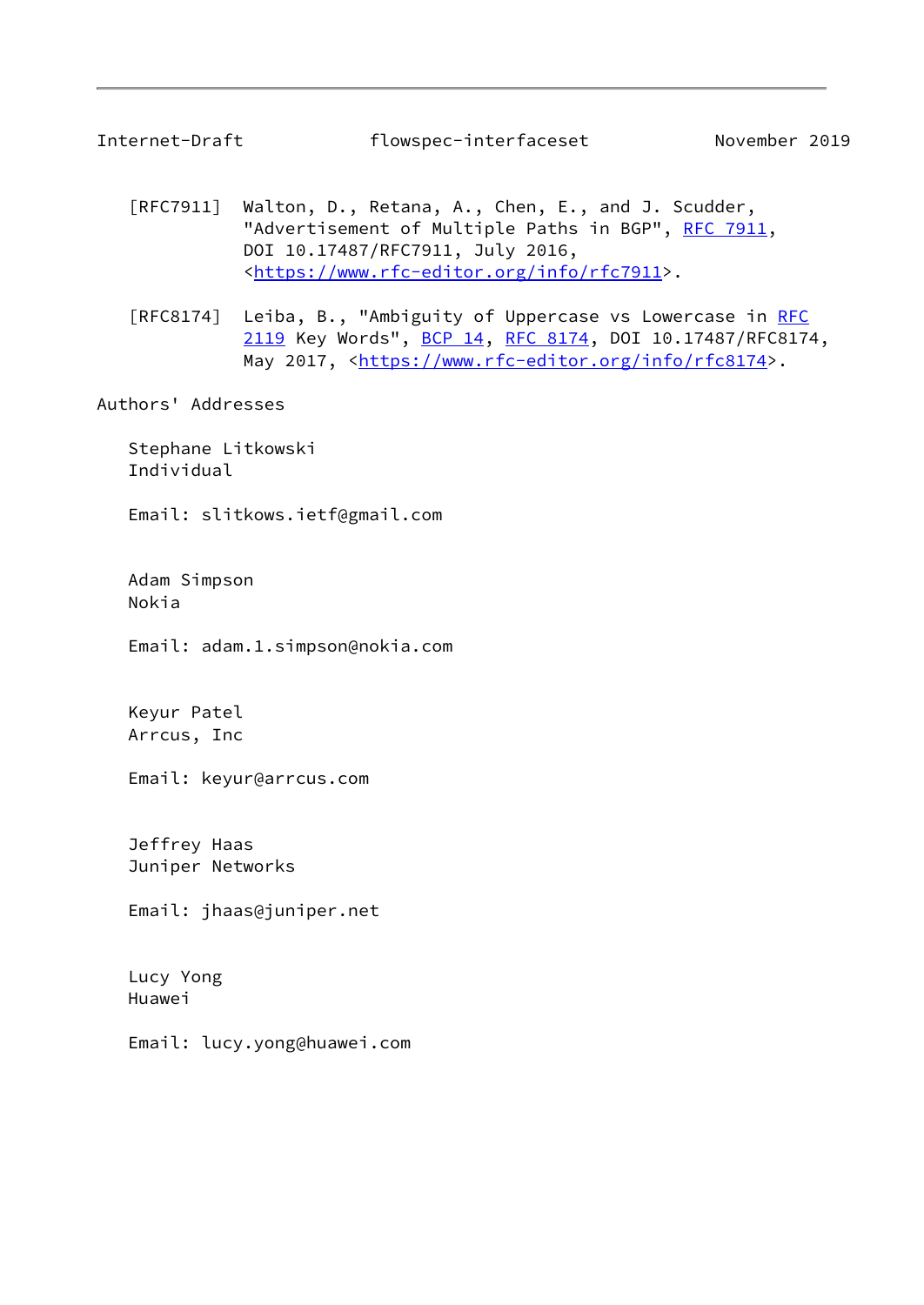[RFC7911] Walton, D., Retana, A., Chen, E., and J. Scudder, "Advertisement of Multiple Paths in BGP", RFC 7911, DOI 10.17487/RFC7911, July 2016, <https://www.rfc-editor.org/info/rfc7911>.

[RFC8174] Leiba, B., "Ambiguity of Uppercase vs Lowercase in RFC 2119 Key Words", BCP 14, RFC 8174, DOI 10.17487/RFC8174, May 2017, <https://www.rfc-editor.org/info/rfc8174>.

## Authors' Addresses

Stephane Litkowski
Individual

Email: slitkows.ietf@gmail.com

Adam Simpson
Nokia

Email: adam.1.simpson@nokia.com

Keyur Patel
Arrcus, Inc

Email: keyur@arrcus.com

Jeffrey Haas
Juniper Networks

Email: jhaas@juniper.net

Lucy Yong
Huawei

Email: lucy.yong@huawei.com